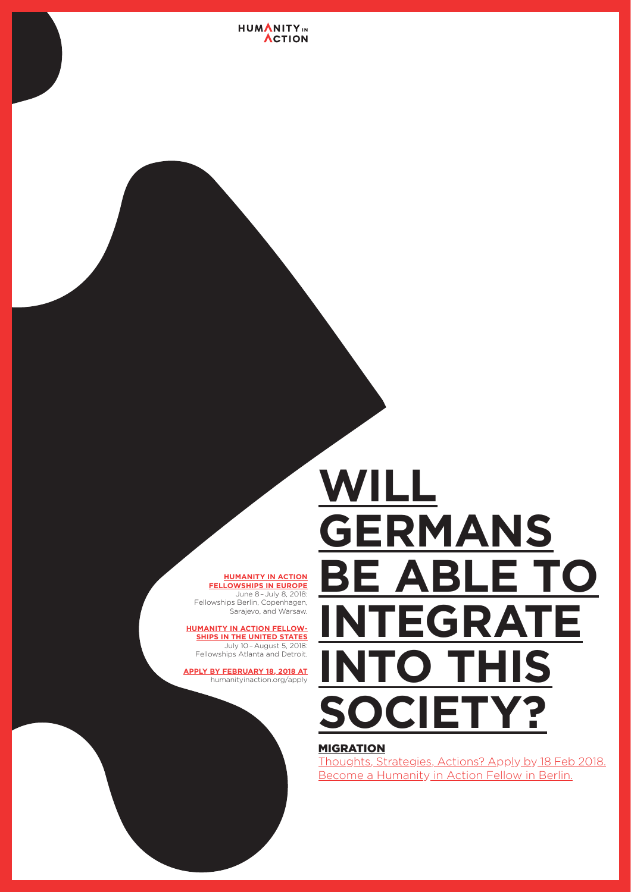HUMANITY IN ACTION

# WILL GERMANS BE ABLE TO INTEGRATE INTO THIS SOCIETY?

**MIGRATION**

Thoughts, Strategies, Actions? Apply by 18 Feb 2018.
Become a Humanity in Action Fellow in Berlin.

**HUMANITY IN ACTION FELLOWSHIPS IN EUROPE**
June 8 – July 8, 2018:
Fellowships Berlin, Copenhagen, Sarajevo, and Warsaw.

**HUMANITY IN ACTION FELLOWSHIPS IN THE UNITED STATES**
July 10 – August 5, 2018:
Fellowships Atlanta and Detroit.

**APPLY BY FEBRUARY 18, 2018 AT**
humanityinaction.org/apply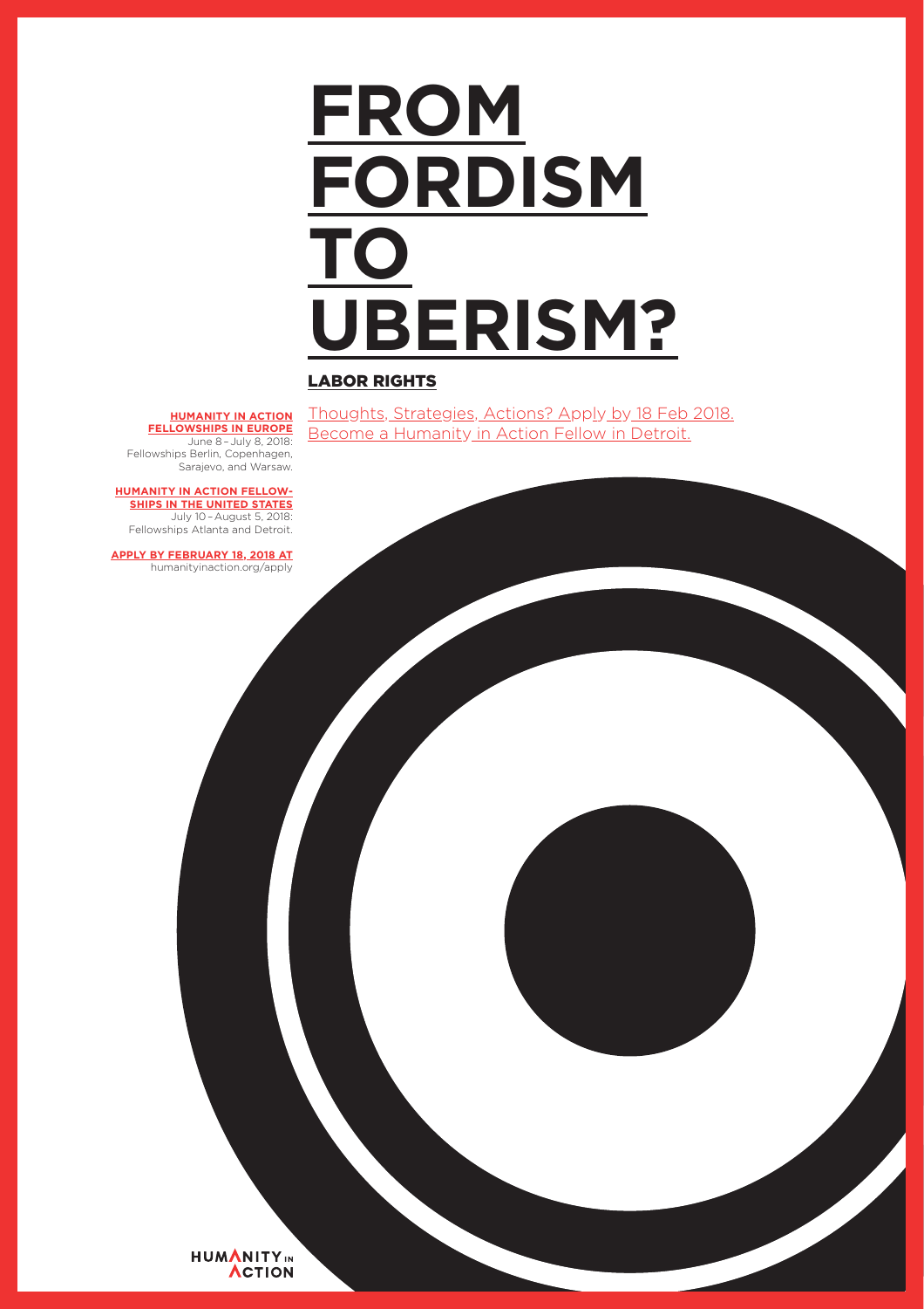# FROM FORDISM TO UBERISM?

## LABOR RIGHTS

Thoughts, Strategies, Actions? Apply by 18 Feb 2018.
Become a Humanity in Action Fellow in Detroit.

**HUMANITY IN ACTION FELLOWSHIPS IN EUROPE**
June 8 – July 8, 2018:
Fellowships Berlin, Copenhagen, Sarajevo, and Warsaw.

**HUMANITY IN ACTION FELLOWSHIPS IN THE UNITED STATES**
July 10 – August 5, 2018:
Fellowships Atlanta and Detroit.

**APPLY BY FEBRUARY 18, 2018 AT**
humanityinaction.org/apply

HUMANITY IN ACTION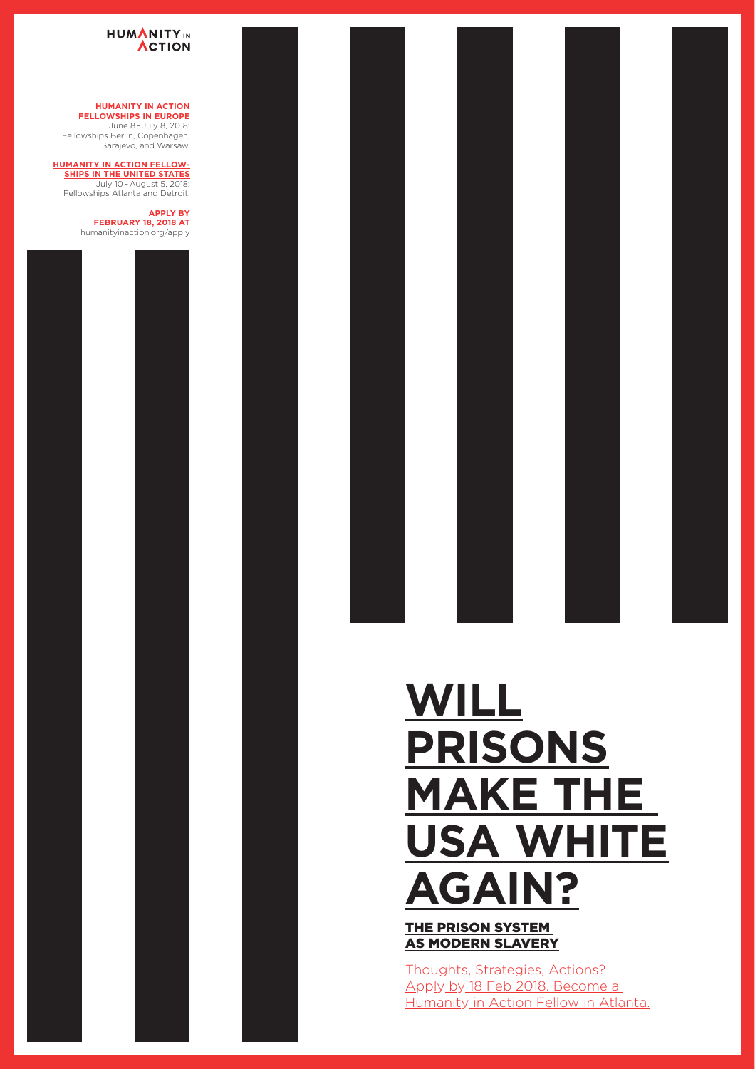HUMANITY IN ACTION

**HUMANITY IN ACTION FELLOWSHIPS IN EUROPE**
June 8 – July 8, 2018:
Fellowships Berlin, Copenhagen, Sarajevo, and Warsaw.

**HUMANITY IN ACTION FELLOWSHIPS IN THE UNITED STATES**
July 10 – August 5, 2018:
Fellowships Atlanta and Detroit.

**APPLY BY FEBRUARY 18, 2018 AT**
humanityinaction.org/apply

# WILL PRISONS MAKE THE USA WHITE AGAIN?

## THE PRISON SYSTEM AS MODERN SLAVERY

Thoughts, Strategies, Actions? Apply by 18 Feb 2018. Become a Humanity in Action Fellow in Atlanta.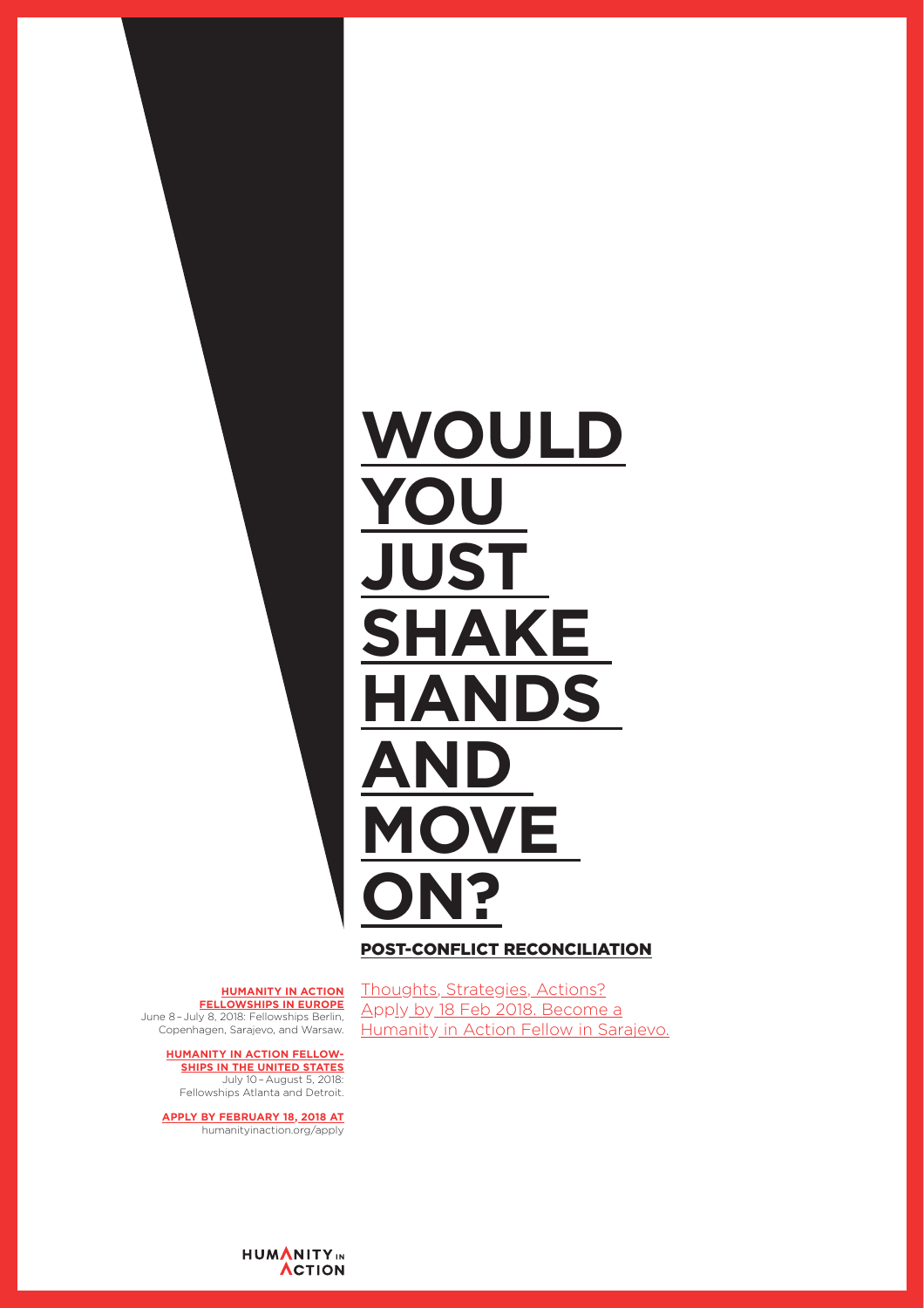# WOULD YOU JUST SHAKE HANDS AND MOVE ON?

**POST-CONFLICT RECONCILIATION**

Thoughts, Strategies, Actions?
Apply by 18 Feb 2018. Become a Humanity in Action Fellow in Sarajevo.

**HUMANITY IN ACTION FELLOWSHIPS IN EUROPE**
June 8 – July 8, 2018: Fellowships Berlin, Copenhagen, Sarajevo, and Warsaw.

**HUMANITY IN ACTION FELLOWSHIPS IN THE UNITED STATES**
July 10 – August 5, 2018: Fellowships Atlanta and Detroit.

**APPLY BY FEBRUARY 18, 2018 AT**
humanityinaction.org/apply

HUMANITY IN ACTION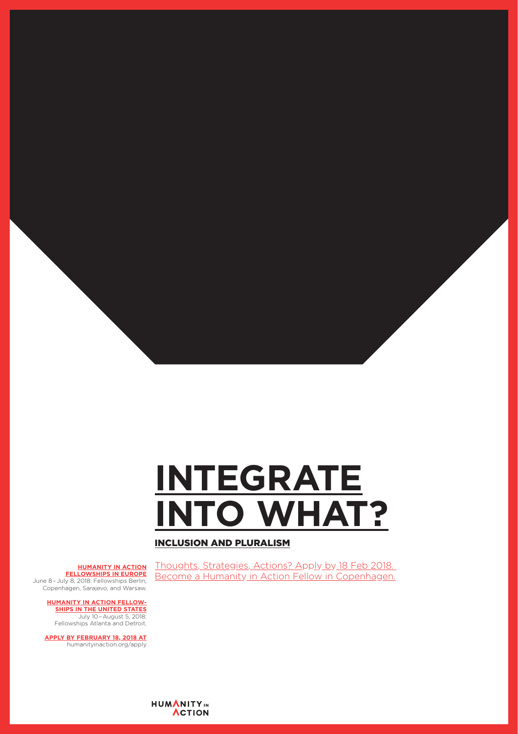# INTEGRATE INTO WHAT?

## INCLUSION AND PLURALISM

Thoughts, Strategies, Actions? Apply by 18 Feb 2018. Become a Humanity in Action Fellow in Copenhagen.

**HUMANITY IN ACTION FELLOWSHIPS IN EUROPE**
June 8 – July 8, 2018: Fellowships Berlin, Copenhagen, Sarajevo, and Warsaw.

**HUMANITY IN ACTION FELLOWSHIPS IN THE UNITED STATES**
July 10 – August 5, 2018: Fellowships Atlanta and Detroit.

**APPLY BY FEBRUARY 18, 2018 AT**
humanityinaction.org/apply

HUMANITY IN ACTION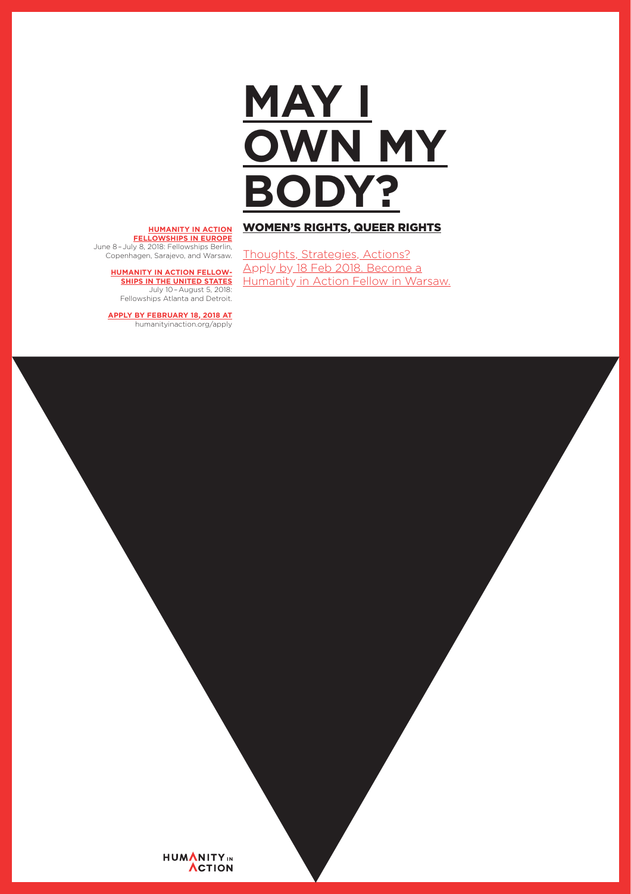# MAY I OWN MY BODY?

**WOMEN'S RIGHTS, QUEER RIGHTS**

**HUMANITY IN ACTION FELLOWSHIPS IN EUROPE**
June 8 – July 8, 2018: Fellowships Berlin, Copenhagen, Sarajevo, and Warsaw.

**HUMANITY IN ACTION FELLOWSHIPS IN THE UNITED STATES**
July 10 – August 5, 2018: Fellowships Atlanta and Detroit.

**APPLY BY FEBRUARY 18, 2018 AT**
humanityinaction.org/apply

Thoughts, Strategies, Actions? Apply by 18 Feb 2018. Become a Humanity in Action Fellow in Warsaw.

HUMANITY IN ACTION